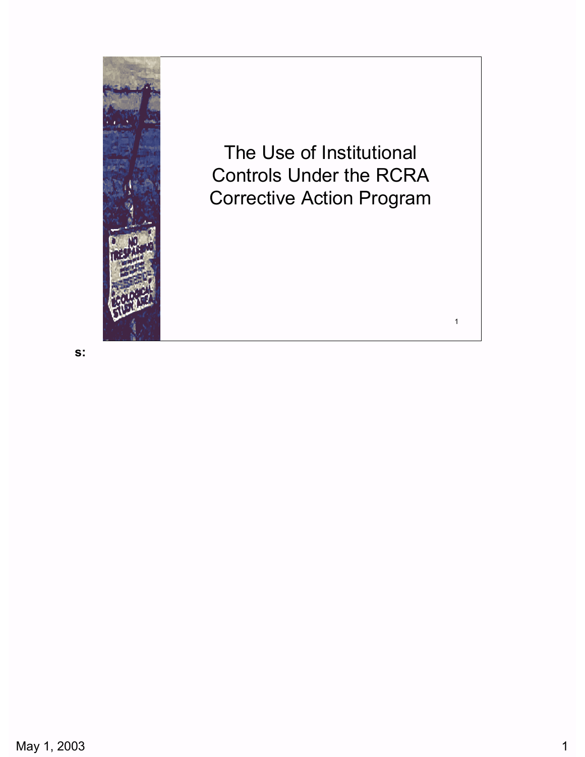# The Use of Institutional Controls Under the RCRA Corrective Action Program

s: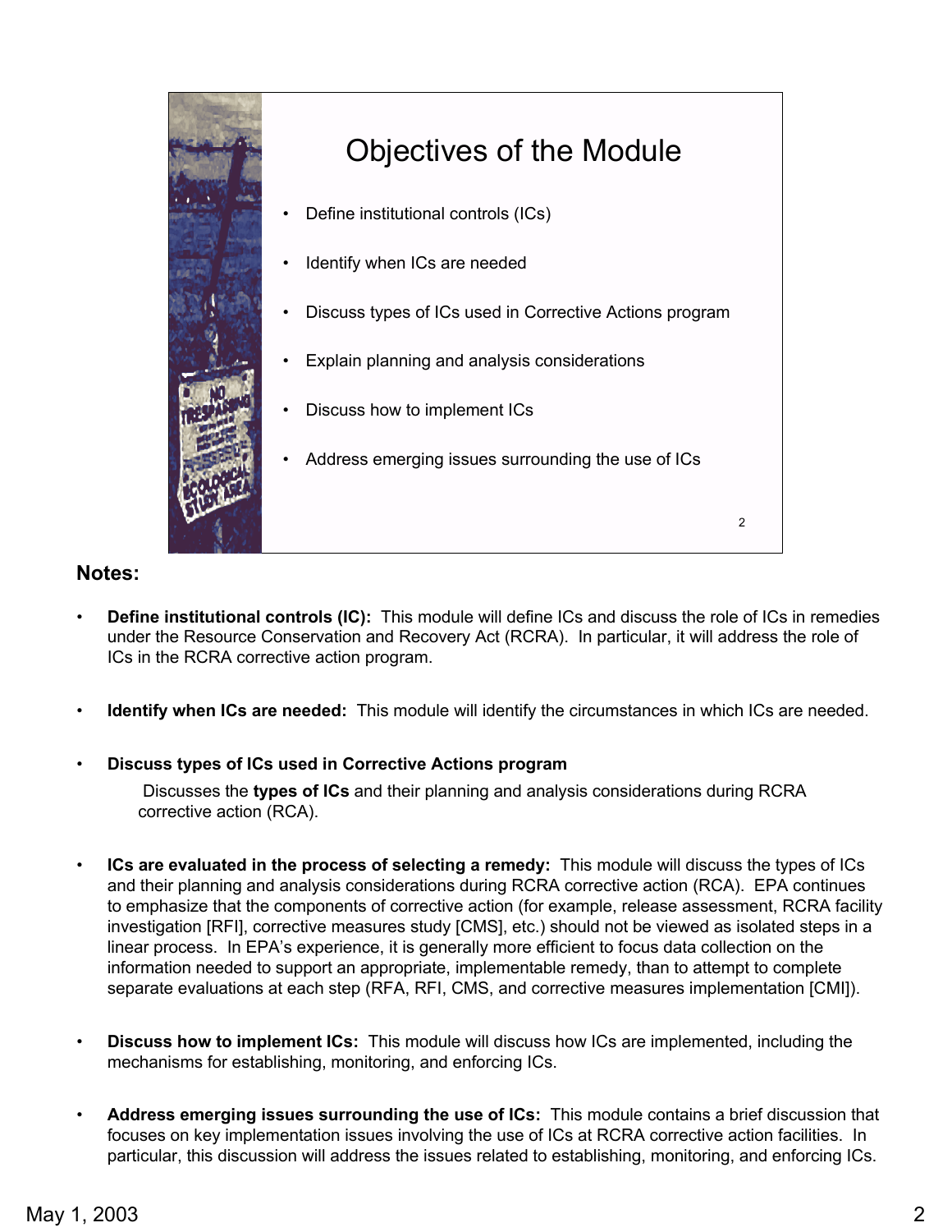## Objectives of the Module

- Define institutional controls (ICs)
- Identify when ICs are needed
- Discuss types of ICs used in Corrective Actions program
- Explain planning and analysis considerations
- Discuss how to implement ICs
- Address emerging issues surrounding the use of ICs

### Notes:

- **Define institutional controls (IC):** This module will define ICs and discuss the role of ICs in remedies under the Resource Conservation and Recovery Act (RCRA). In particular, it will address the role of ICs in the RCRA corrective action program.

- **Identify when ICs are needed:** This module will identify the circumstances in which ICs are needed.

- **Discuss types of ICs used in Corrective Actions program**

  Discusses the **types of ICs** and their planning and analysis considerations during RCRA corrective action (RCA).

- **ICs are evaluated in the process of selecting a remedy:** This module will discuss the types of ICs and their planning and analysis considerations during RCRA corrective action (RCA). EPA continues to emphasize that the components of corrective action (for example, release assessment, RCRA facility investigation [RFI], corrective measures study [CMS], etc.) should not be viewed as isolated steps in a linear process. In EPA's experience, it is generally more efficient to focus data collection on the information needed to support an appropriate, implementable remedy, than to attempt to complete separate evaluations at each step (RFA, RFI, CMS, and corrective measures implementation [CMI]).

- **Discuss how to implement ICs:** This module will discuss how ICs are implemented, including the mechanisms for establishing, monitoring, and enforcing ICs.

- **Address emerging issues surrounding the use of ICs:** This module contains a brief discussion that focuses on key implementation issues involving the use of ICs at RCRA corrective action facilities. In particular, this discussion will address the issues related to establishing, monitoring, and enforcing ICs.

May 1, 2003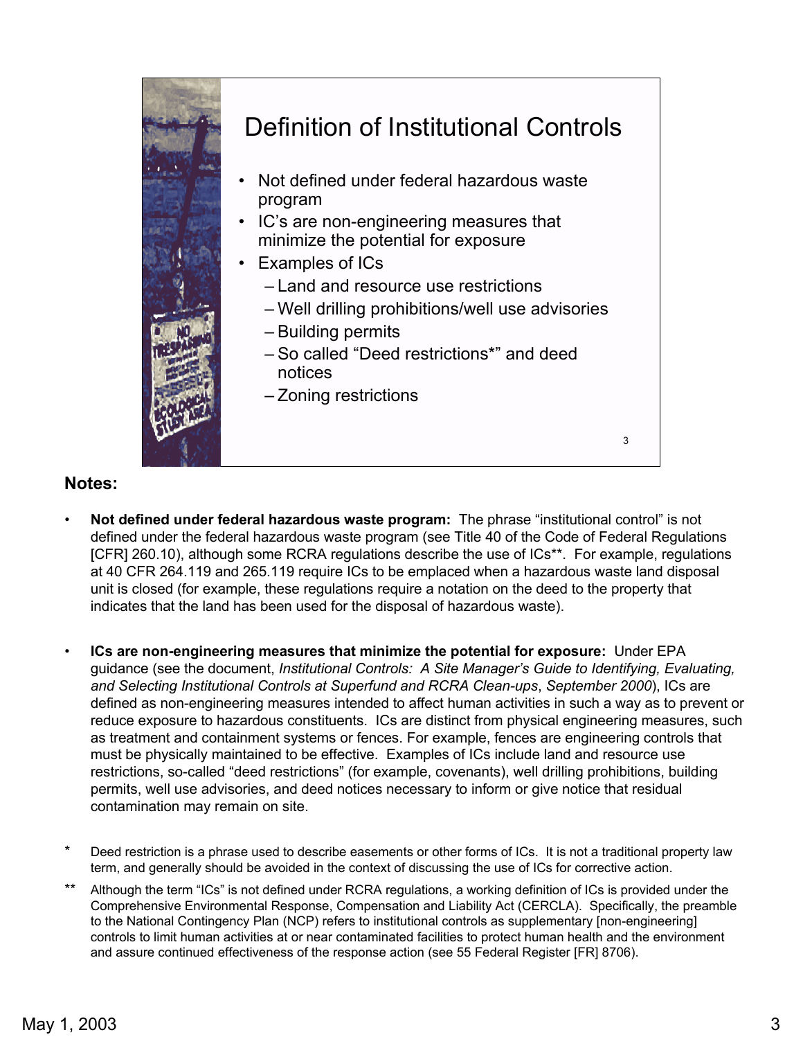# Definition of Institutional Controls

- Not defined under federal hazardous waste program
- IC's are non-engineering measures that minimize the potential for exposure
- Examples of ICs
  - Land and resource use restrictions
  - Well drilling prohibitions/well use advisories
  - Building permits
  - So called "Deed restrictions*" and deed notices
  - Zoning restrictions

**Notes:**

- **Not defined under federal hazardous waste program:** The phrase "institutional control" is not defined under the federal hazardous waste program (see Title 40 of the Code of Federal Regulations [CFR] 260.10), although some RCRA regulations describe the use of ICs**. For example, regulations at 40 CFR 264.119 and 265.119 require ICs to be emplaced when a hazardous waste land disposal unit is closed (for example, these regulations require a notation on the deed to the property that indicates that the land has been used for the disposal of hazardous waste).

- **ICs are non-engineering measures that minimize the potential for exposure:** Under EPA guidance (see the document, *Institutional Controls: A Site Manager's Guide to Identifying, Evaluating, and Selecting Institutional Controls at Superfund and RCRA Clean-ups*, *September 2000*), ICs are defined as non-engineering measures intended to affect human activities in such a way as to prevent or reduce exposure to hazardous constituents. ICs are distinct from physical engineering measures, such as treatment and containment systems or fences. For example, fences are engineering controls that must be physically maintained to be effective. Examples of ICs include land and resource use restrictions, so-called "deed restrictions" (for example, covenants), well drilling prohibitions, building permits, well use advisories, and deed notices necessary to inform or give notice that residual contamination may remain on site.

\* Deed restriction is a phrase used to describe easements or other forms of ICs. It is not a traditional property law term, and generally should be avoided in the context of discussing the use of ICs for corrective action.

\** Although the term "ICs" is not defined under RCRA regulations, a working definition of ICs is provided under the Comprehensive Environmental Response, Compensation and Liability Act (CERCLA). Specifically, the preamble to the National Contingency Plan (NCP) refers to institutional controls as supplementary [non-engineering] controls to limit human activities at or near contaminated facilities to protect human health and the environment and assure continued effectiveness of the response action (see 55 Federal Register [FR] 8706).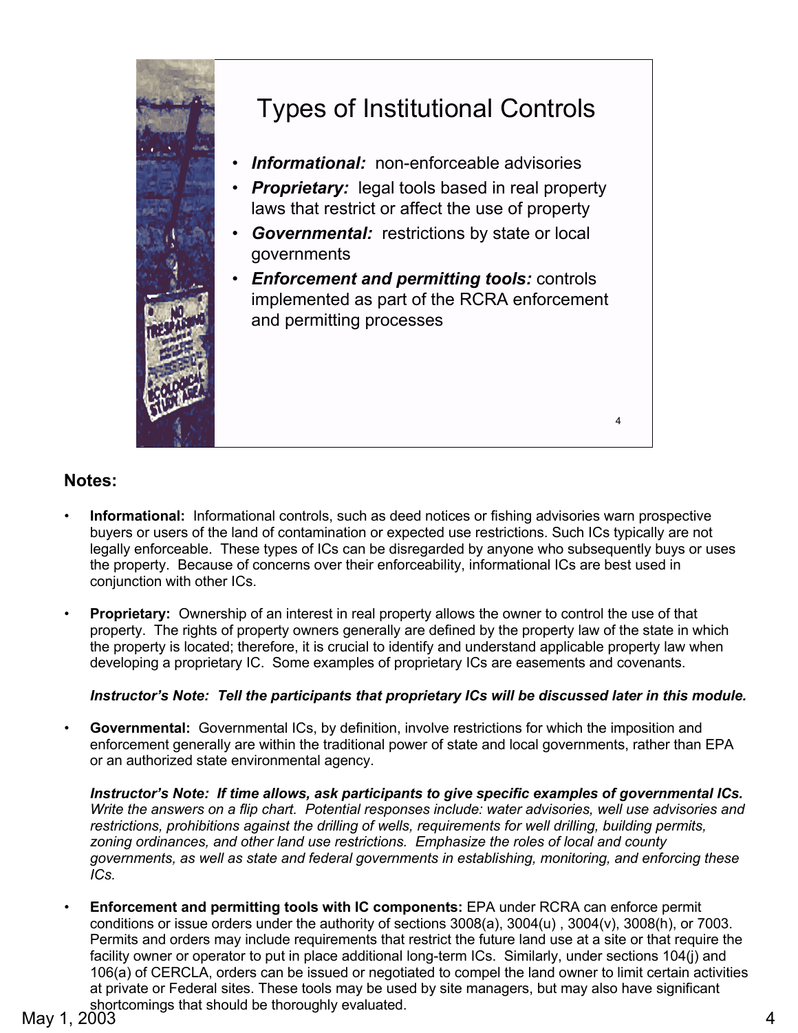## Types of Institutional Controls

- ***Informational:*** non-enforceable advisories
- ***Proprietary:*** legal tools based in real property laws that restrict or affect the use of property
- ***Governmental:*** restrictions by state or local governments
- ***Enforcement and permitting tools:*** controls implemented as part of the RCRA enforcement and permitting processes

### Notes:

- **Informational:** Informational controls, such as deed notices or fishing advisories warn prospective buyers or users of the land of contamination or expected use restrictions. Such ICs typically are not legally enforceable. These types of ICs can be disregarded by anyone who subsequently buys or uses the property. Because of concerns over their enforceability, informational ICs are best used in conjunction with other ICs.

- **Proprietary:** Ownership of an interest in real property allows the owner to control the use of that property. The rights of property owners generally are defined by the property law of the state in which the property is located; therefore, it is crucial to identify and understand applicable property law when developing a proprietary IC. Some examples of proprietary ICs are easements and covenants.

  ***Instructor's Note: Tell the participants that proprietary ICs will be discussed later in this module.***

- **Governmental:** Governmental ICs, by definition, involve restrictions for which the imposition and enforcement generally are within the traditional power of state and local governments, rather than EPA or an authorized state environmental agency.

  ***Instructor's Note: If time allows, ask participants to give specific examples of governmental ICs.*** *Write the answers on a flip chart. Potential responses include: water advisories, well use advisories and restrictions, prohibitions against the drilling of wells, requirements for well drilling, building permits, zoning ordinances, and other land use restrictions. Emphasize the roles of local and county governments, as well as state and federal governments in establishing, monitoring, and enforcing these ICs.*

- **Enforcement and permitting tools with IC components:** EPA under RCRA can enforce permit conditions or issue orders under the authority of sections 3008(a), 3004(u) , 3004(v), 3008(h), or 7003. Permits and orders may include requirements that restrict the future land use at a site or that require the facility owner or operator to put in place additional long-term ICs. Similarly, under sections 104(j) and 106(a) of CERCLA, orders can be issued or negotiated to compel the land owner to limit certain activities at private or Federal sites. These tools may be used by site managers, but may also have significant shortcomings that should be thoroughly evaluated.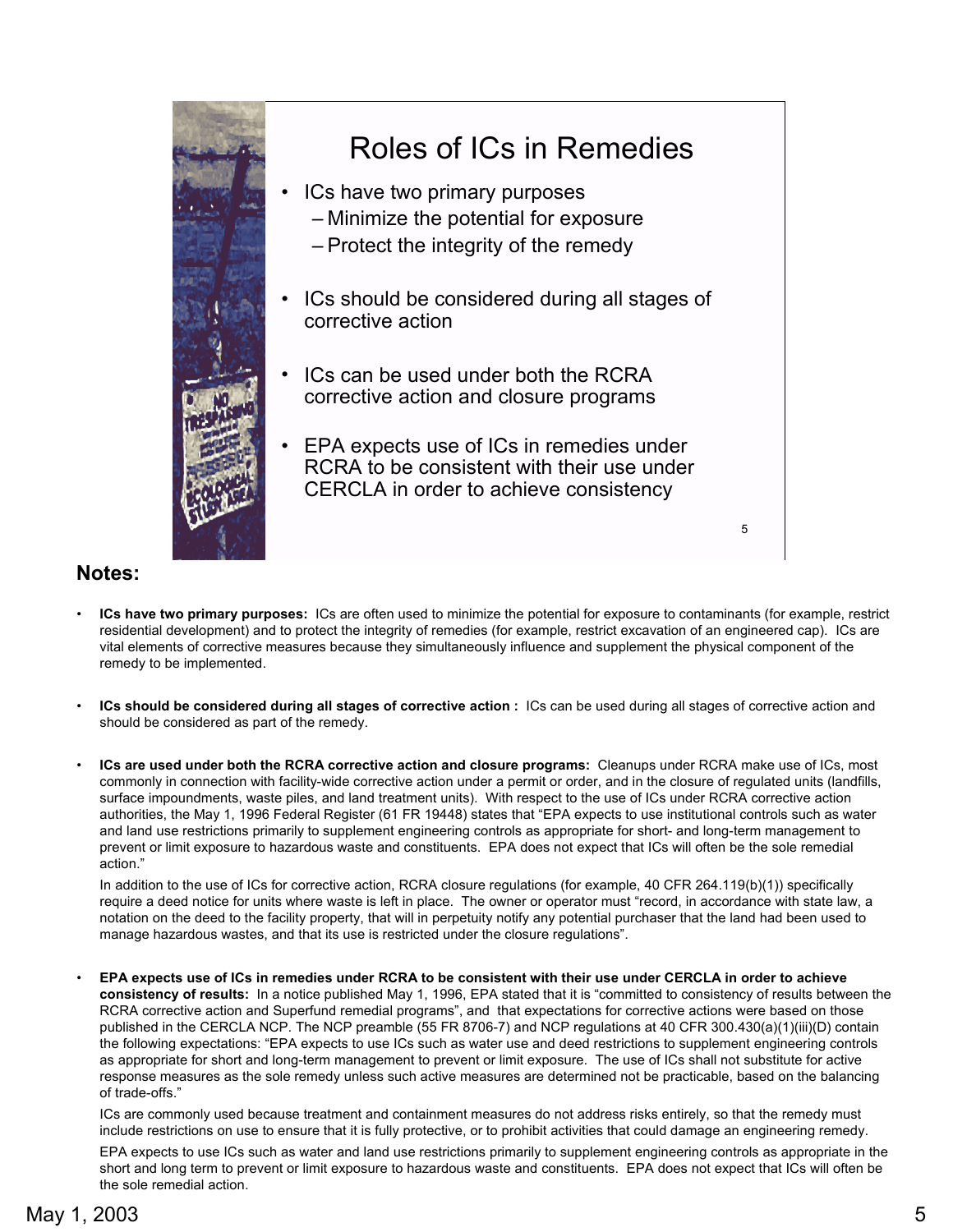# Roles of ICs in Remedies

- ICs have two primary purposes
  - Minimize the potential for exposure
  - Protect the integrity of the remedy
- ICs should be considered during all stages of corrective action
- ICs can be used under both the RCRA corrective action and closure programs
- EPA expects use of ICs in remedies under RCRA to be consistent with their use under CERCLA in order to achieve consistency

## Notes:

- **ICs have two primary purposes:** ICs are often used to minimize the potential for exposure to contaminants (for example, restrict residential development) and to protect the integrity of remedies (for example, restrict excavation of an engineered cap). ICs are vital elements of corrective measures because they simultaneously influence and supplement the physical component of the remedy to be implemented.

- **ICs should be considered during all stages of corrective action :** ICs can be used during all stages of corrective action and should be considered as part of the remedy.

- **ICs are used under both the RCRA corrective action and closure programs:** Cleanups under RCRA make use of ICs, most commonly in connection with facility-wide corrective action under a permit or order, and in the closure of regulated units (landfills, surface impoundments, waste piles, and land treatment units). With respect to the use of ICs under RCRA corrective action authorities, the May 1, 1996 Federal Register (61 FR 19448) states that "EPA expects to use institutional controls such as water and land use restrictions primarily to supplement engineering controls as appropriate for short- and long-term management to prevent or limit exposure to hazardous waste and constituents. EPA does not expect that ICs will often be the sole remedial action."

  In addition to the use of ICs for corrective action, RCRA closure regulations (for example, 40 CFR 264.119(b)(1)) specifically require a deed notice for units where waste is left in place. The owner or operator must "record, in accordance with state law, a notation on the deed to the facility property, that will in perpetuity notify any potential purchaser that the land had been used to manage hazardous wastes, and that its use is restricted under the closure regulations".

- **EPA expects use of ICs in remedies under RCRA to be consistent with their use under CERCLA in order to achieve consistency of results:** In a notice published May 1, 1996, EPA stated that it is "committed to consistency of results between the RCRA corrective action and Superfund remedial programs", and that expectations for corrective actions were based on those published in the CERCLA NCP. The NCP preamble (55 FR 8706-7) and NCP regulations at 40 CFR 300.430(a)(1)(iii)(D) contain the following expectations: "EPA expects to use ICs such as water use and deed restrictions to supplement engineering controls as appropriate for short and long-term management to prevent or limit exposure. The use of ICs shall not substitute for active response measures as the sole remedy unless such active measures are determined not be practicable, based on the balancing of trade-offs."

  ICs are commonly used because treatment and containment measures do not address risks entirely, so that the remedy must include restrictions on use to ensure that it is fully protective, or to prohibit activities that could damage an engineering remedy.

  EPA expects to use ICs such as water and land use restrictions primarily to supplement engineering controls as appropriate in the short and long term to prevent or limit exposure to hazardous waste and constituents. EPA does not expect that ICs will often be the sole remedial action.

May 1, 2003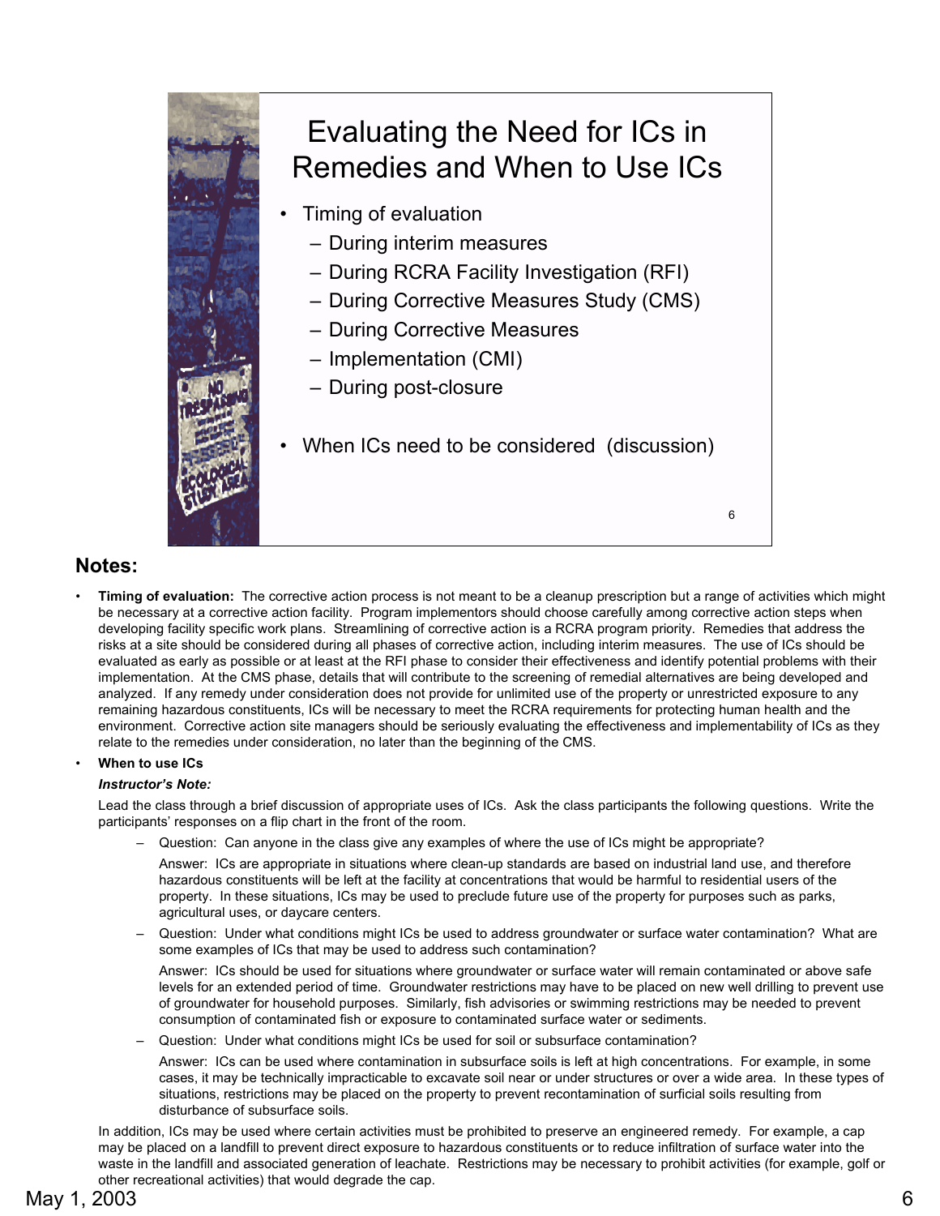# Evaluating the Need for ICs in Remedies and When to Use ICs

- Timing of evaluation
  - During interim measures
  - During RCRA Facility Investigation (RFI)
  - During Corrective Measures Study (CMS)
  - During Corrective Measures
  - Implementation (CMI)
  - During post-closure
- When ICs need to be considered (discussion)

## Notes:

- **Timing of evaluation:** The corrective action process is not meant to be a cleanup prescription but a range of activities which might be necessary at a corrective action facility. Program implementors should choose carefully among corrective action steps when developing facility specific work plans. Streamlining of corrective action is a RCRA program priority. Remedies that address the risks at a site should be considered during all phases of corrective action, including interim measures. The use of ICs should be evaluated as early as possible or at least at the RFI phase to consider their effectiveness and identify potential problems with their implementation. At the CMS phase, details that will contribute to the screening of remedial alternatives are being developed and analyzed. If any remedy under consideration does not provide for unlimited use of the property or unrestricted exposure to any remaining hazardous constituents, ICs will be necessary to meet the RCRA requirements for protecting human health and the environment. Corrective action site managers should be seriously evaluating the effectiveness and implementability of ICs as they relate to the remedies under consideration, no later than the beginning of the CMS.
- **When to use ICs**

  ***Instructor's Note:***

  Lead the class through a brief discussion of appropriate uses of ICs. Ask the class participants the following questions. Write the participants' responses on a flip chart in the front of the room.

  - Question: Can anyone in the class give any examples of where the use of ICs might be appropriate?

    Answer: ICs are appropriate in situations where clean-up standards are based on industrial land use, and therefore hazardous constituents will be left at the facility at concentrations that would be harmful to residential users of the property. In these situations, ICs may be used to preclude future use of the property for purposes such as parks, agricultural uses, or daycare centers.
  - Question: Under what conditions might ICs be used to address groundwater or surface water contamination? What are some examples of ICs that may be used to address such contamination?

    Answer: ICs should be used for situations where groundwater or surface water will remain contaminated or above safe levels for an extended period of time. Groundwater restrictions may have to be placed on new well drilling to prevent use of groundwater for household purposes. Similarly, fish advisories or swimming restrictions may be needed to prevent consumption of contaminated fish or exposure to contaminated surface water or sediments.
  - Question: Under what conditions might ICs be used for soil or subsurface contamination?

    Answer: ICs can be used where contamination in subsurface soils is left at high concentrations. For example, in some cases, it may be technically impracticable to excavate soil near or under structures or over a wide area. In these types of situations, restrictions may be placed on the property to prevent recontamination of surficial soils resulting from disturbance of subsurface soils.

  In addition, ICs may be used where certain activities must be prohibited to preserve an engineered remedy. For example, a cap may be placed on a landfill to prevent direct exposure to hazardous constituents or to reduce infiltration of surface water into the waste in the landfill and associated generation of leachate. Restrictions may be necessary to prohibit activities (for example, golf or other recreational activities) that would degrade the cap.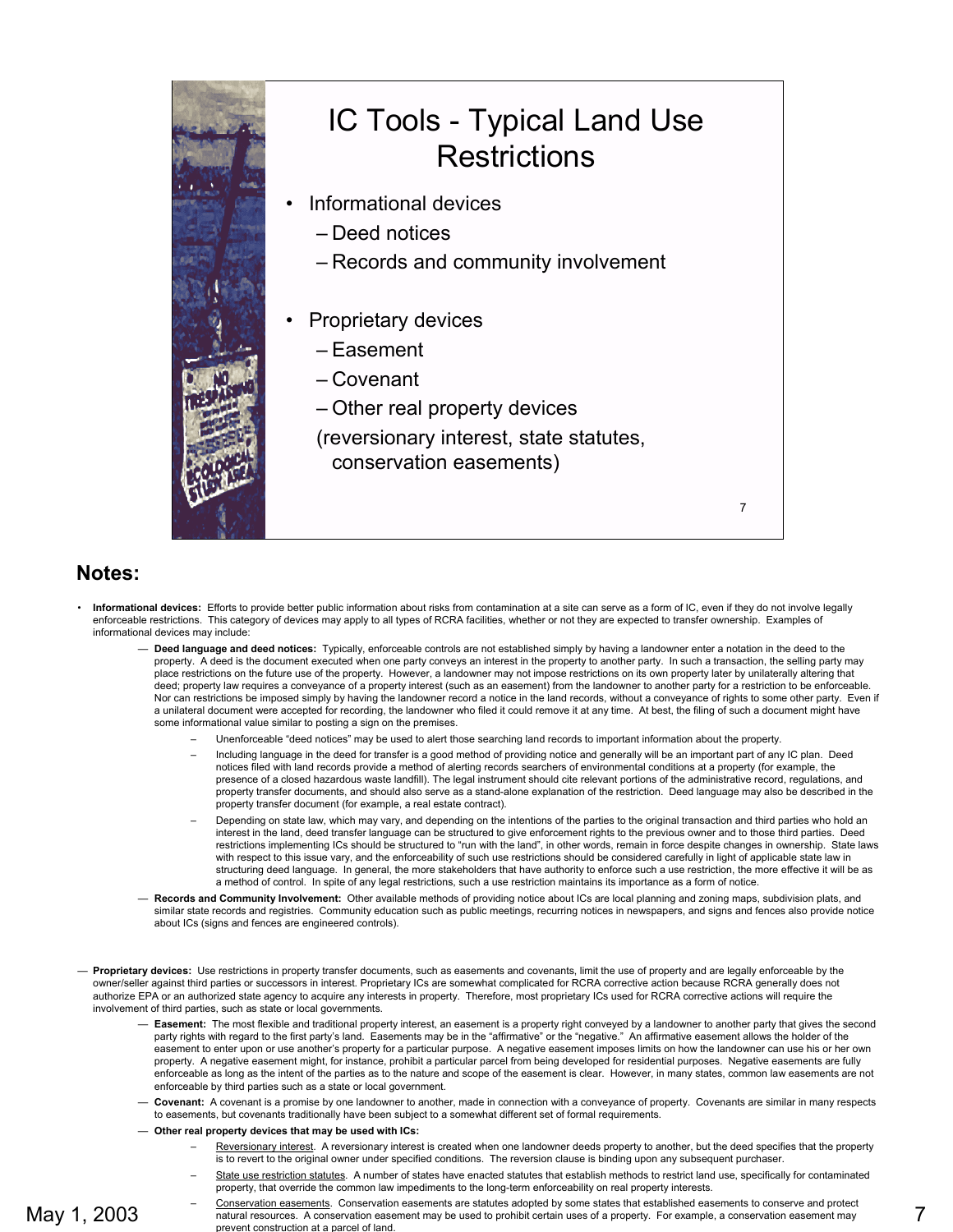# IC Tools - Typical Land Use Restrictions

- Informational devices
  - Deed notices
  - Records and community involvement
- Proprietary devices
  - Easement
  - Covenant
  - Other real property devices

  (reversionary interest, state statutes, conservation easements)

## Notes:

- **Informational devices:** Efforts to provide better public information about risks from contamination at a site can serve as a form of IC, even if they do not involve legally enforceable restrictions. This category of devices may apply to all types of RCRA facilities, whether or not they are expected to transfer ownership. Examples of informational devices may include:
  - **Deed language and deed notices:** Typically, enforceable controls are not established simply by having a landowner enter a notation in the deed to the property. A deed is the document executed when one party conveys an interest in the property to another party. In such a transaction, the selling party may place restrictions on the future use of the property. However, a landowner may not impose restrictions on its own property later by unilaterally altering that deed; property law requires a conveyance of a property interest (such as an easement) from the landowner to another party for a restriction to be enforceable. Nor can restrictions be imposed simply by having the landowner record a notice in the land records, without a conveyance of rights to some other party. Even if a unilateral document were accepted for recording, the landowner who filed it could remove it at any time. At best, the filing of such a document might have some informational value similar to posting a sign on the premises.
    - Unenforceable "deed notices" may be used to alert those searching land records to important information about the property.
    - Including language in the deed for transfer is a good method of providing notice and generally will be an important part of any IC plan. Deed notices filed with land records provide a method of alerting records searchers of environmental conditions at a property (for example, the presence of a closed hazardous waste landfill). The legal instrument should cite relevant portions of the administrative record, regulations, and property transfer documents, and should also serve as a stand-alone explanation of the restriction. Deed language may also be described in the property transfer document (for example, a real estate contract).
    - Depending on state law, which may vary, and depending on the intentions of the parties to the original transaction and third parties who hold an interest in the land, deed transfer language can be structured to give enforcement rights to the previous owner and to those third parties. Deed restrictions implementing ICs should be structured to "run with the land", in other words, remain in force despite changes in ownership. State laws with respect to this issue vary, and the enforceability of such use restrictions should be considered carefully in light of applicable state law in structuring deed language. In general, the more stakeholders that have authority to enforce such a use restriction, the more effective it will be as a method of control. In spite of any legal restrictions, such a use restriction maintains its importance as a form of notice.
  - **Records and Community Involvement:** Other available methods of providing notice about ICs are local planning and zoning maps, subdivision plats, and similar state records and registries. Community education such as public meetings, recurring notices in newspapers, and signs and fences also provide notice about ICs (signs and fences are engineered controls).

- **Proprietary devices:** Use restrictions in property transfer documents, such as easements and covenants, limit the use of property and are legally enforceable by the owner/seller against third parties or successors in interest. Proprietary ICs are somewhat complicated for RCRA corrective action because RCRA generally does not authorize EPA or an authorized state agency to acquire any interests in property. Therefore, most proprietary ICs used for RCRA corrective actions will require the involvement of third parties, such as state or local governments.
  - **Easement:** The most flexible and traditional property interest, an easement is a property right conveyed by a landowner to another party that gives the second party rights with regard to the first party's land. Easements may be in the "affirmative" or the "negative." An affirmative easement allows the holder of the easement to enter upon or use another's property for a particular purpose. A negative easement imposes limits on how the landowner can use his or her own property. A negative easement might, for instance, prohibit a particular parcel from being developed for residential purposes. Negative easements are fully enforceable as long as the intent of the parties as to the nature and scope of the easement is clear. However, in many states, common law easements are not enforceable by third parties such as a state or local government.
  - **Covenant:** A covenant is a promise by one landowner to another, made in connection with a conveyance of property. Covenants are similar in many respects to easements, but covenants traditionally have been subject to a somewhat different set of formal requirements.
  - **Other real property devices that may be used with ICs:**
    - Reversionary interest. A reversionary interest is created when one landowner deeds property to another, but the deed specifies that the property is to revert to the original owner under specified conditions. The reversion clause is binding upon any subsequent purchaser.
    - State use restriction statutes. A number of states have enacted statutes that establish methods to restrict land use, specifically for contaminated property, that override the common law impediments to the long-term enforceability on real property interests.
    - Conservation easements. Conservation easements are statutes adopted by some states that established easements to conserve and protect natural resources. A conservation easement may be used to prohibit certain uses of a property. For example, a conservation easement may prevent construction at a parcel of land.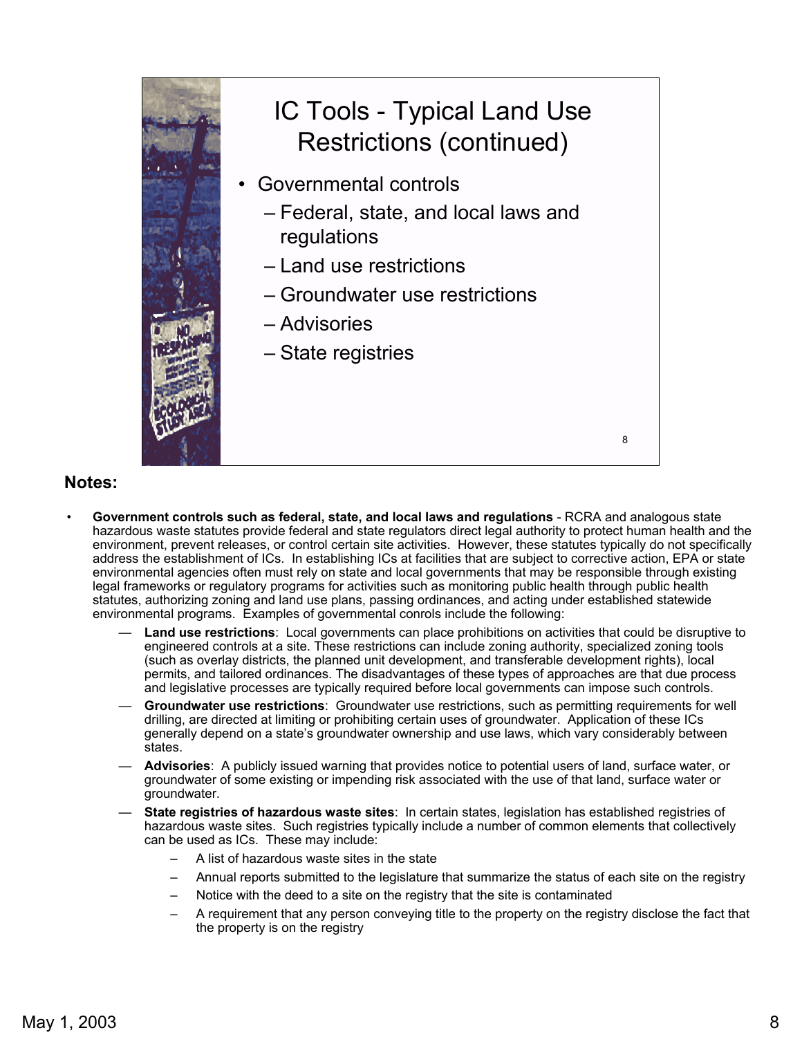## IC Tools - Typical Land Use Restrictions (continued)

- Governmental controls
  - Federal, state, and local laws and regulations
  - Land use restrictions
  - Groundwater use restrictions
  - Advisories
  - State registries

**Notes:**

- **Government controls such as federal, state, and local laws and regulations** - RCRA and analogous state hazardous waste statutes provide federal and state regulators direct legal authority to protect human health and the environment, prevent releases, or control certain site activities. However, these statutes typically do not specifically address the establishment of ICs. In establishing ICs at facilities that are subject to corrective action, EPA or state environmental agencies often must rely on state and local governments that may be responsible through existing legal frameworks or regulatory programs for activities such as monitoring public health through public health statutes, authorizing zoning and land use plans, passing ordinances, and acting under established statewide environmental programs. Examples of governmental conrols include the following:
  - **Land use restrictions**: Local governments can place prohibitions on activities that could be disruptive to engineered controls at a site. These restrictions can include zoning authority, specialized zoning tools (such as overlay districts, the planned unit development, and transferable development rights), local permits, and tailored ordinances. The disadvantages of these types of approaches are that due process and legislative processes are typically required before local governments can impose such controls.
  - **Groundwater use restrictions**: Groundwater use restrictions, such as permitting requirements for well drilling, are directed at limiting or prohibiting certain uses of groundwater. Application of these ICs generally depend on a state's groundwater ownership and use laws, which vary considerably between states.
  - **Advisories**: A publicly issued warning that provides notice to potential users of land, surface water, or groundwater of some existing or impending risk associated with the use of that land, surface water or groundwater.
  - **State registries of hazardous waste sites**: In certain states, legislation has established registries of hazardous waste sites. Such registries typically include a number of common elements that collectively can be used as ICs. These may include:
    - A list of hazardous waste sites in the state
    - Annual reports submitted to the legislature that summarize the status of each site on the registry
    - Notice with the deed to a site on the registry that the site is contaminated
    - A requirement that any person conveying title to the property on the registry disclose the fact that the property is on the registry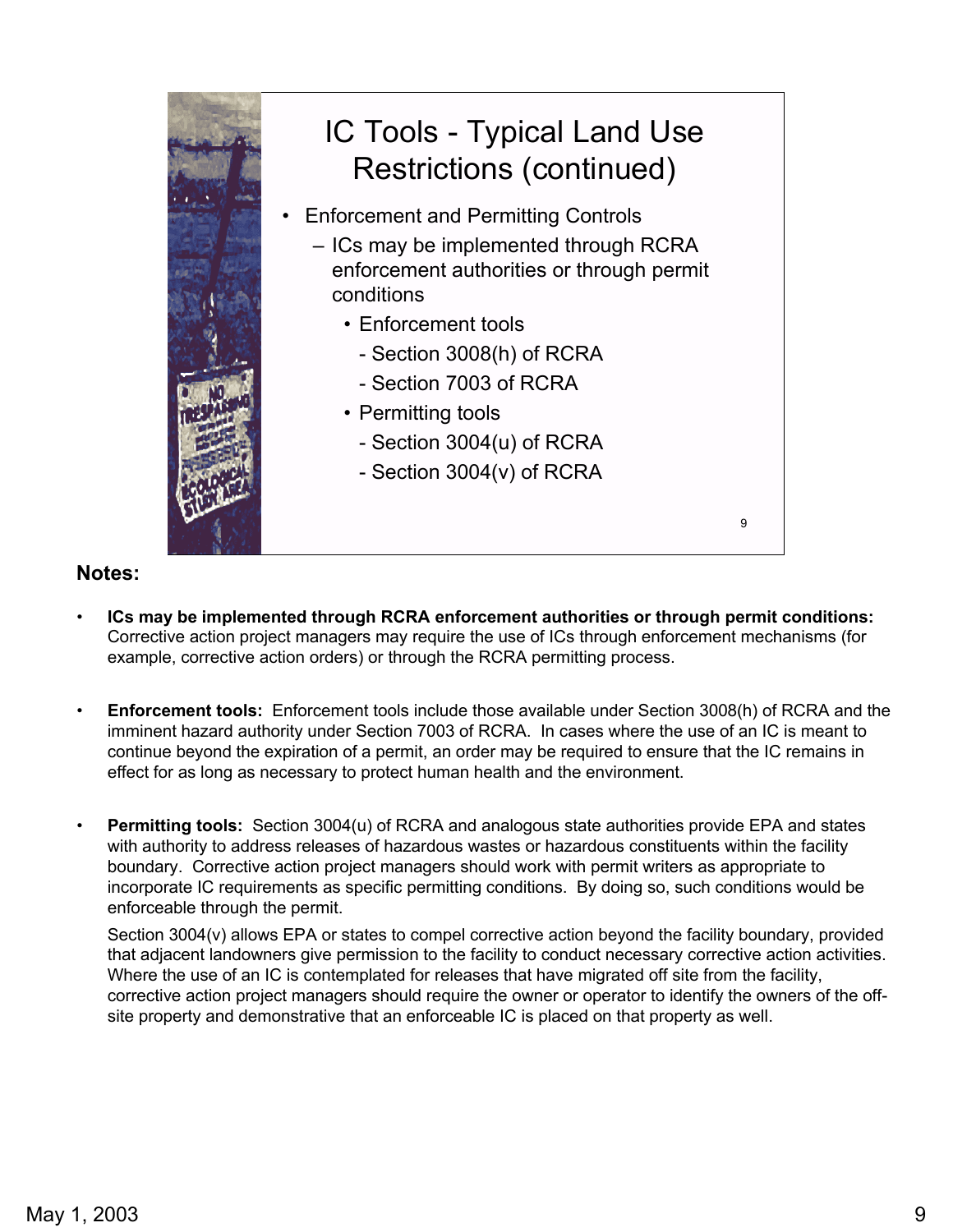# IC Tools - Typical Land Use Restrictions (continued)

- Enforcement and Permitting Controls
  - ICs may be implemented through RCRA enforcement authorities or through permit conditions
    - Enforcement tools
      - Section 3008(h) of RCRA
      - Section 7003 of RCRA
    - Permitting tools
      - Section 3004(u) of RCRA
      - Section 3004(v) of RCRA

**Notes:**

- **ICs may be implemented through RCRA enforcement authorities or through permit conditions:** Corrective action project managers may require the use of ICs through enforcement mechanisms (for example, corrective action orders) or through the RCRA permitting process.

- **Enforcement tools:** Enforcement tools include those available under Section 3008(h) of RCRA and the imminent hazard authority under Section 7003 of RCRA. In cases where the use of an IC is meant to continue beyond the expiration of a permit, an order may be required to ensure that the IC remains in effect for as long as necessary to protect human health and the environment.

- **Permitting tools:** Section 3004(u) of RCRA and analogous state authorities provide EPA and states with authority to address releases of hazardous wastes or hazardous constituents within the facility boundary. Corrective action project managers should work with permit writers as appropriate to incorporate IC requirements as specific permitting conditions. By doing so, such conditions would be enforceable through the permit.

  Section 3004(v) allows EPA or states to compel corrective action beyond the facility boundary, provided that adjacent landowners give permission to the facility to conduct necessary corrective action activities. Where the use of an IC is contemplated for releases that have migrated off site from the facility, corrective action project managers should require the owner or operator to identify the owners of the off-site property and demonstrative that an enforceable IC is placed on that property as well.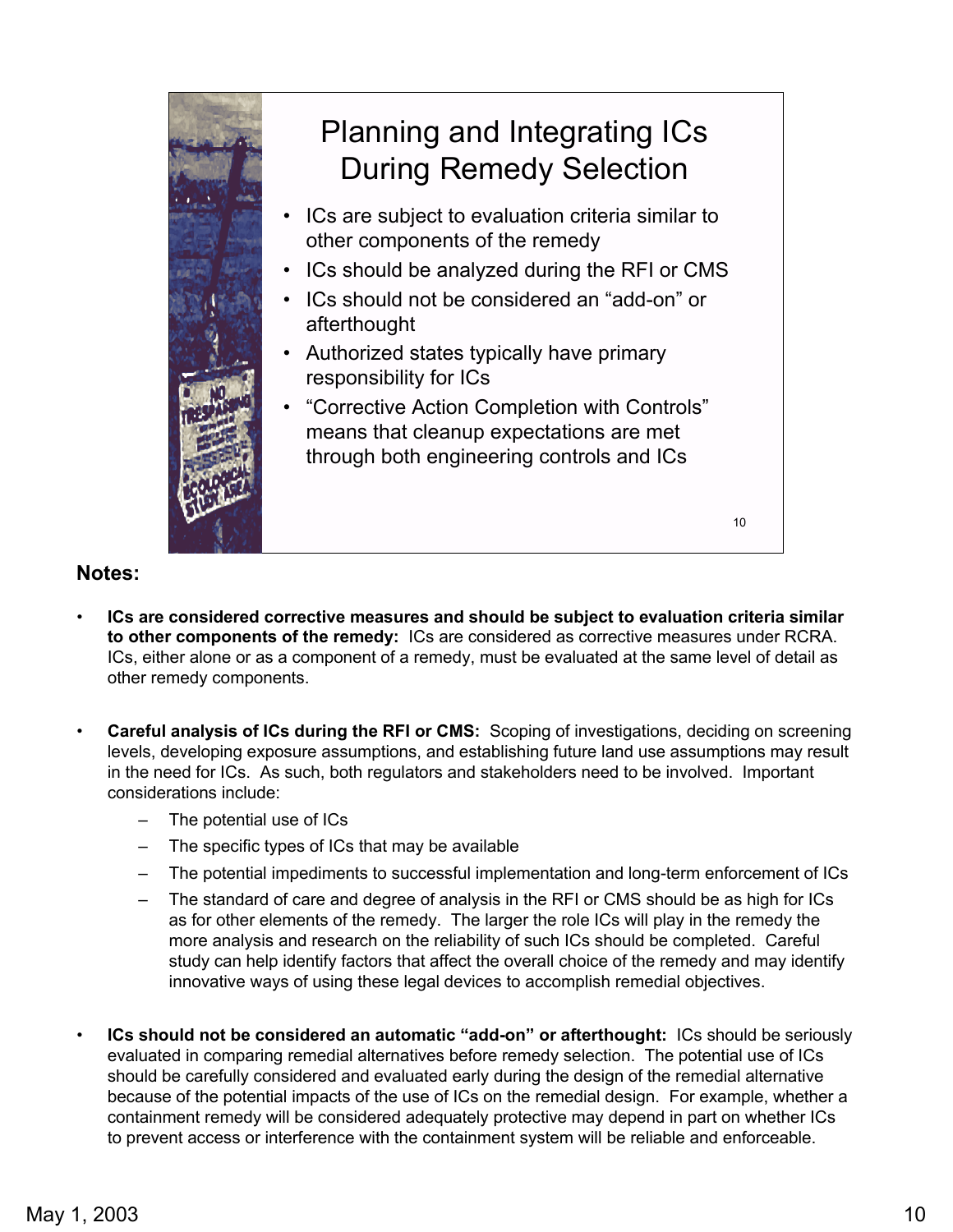## Planning and Integrating ICs During Remedy Selection

- ICs are subject to evaluation criteria similar to other components of the remedy
- ICs should be analyzed during the RFI or CMS
- ICs should not be considered an "add-on" or afterthought
- Authorized states typically have primary responsibility for ICs
- "Corrective Action Completion with Controls" means that cleanup expectations are met through both engineering controls and ICs

**Notes:**

- **ICs are considered corrective measures and should be subject to evaluation criteria similar to other components of the remedy:** ICs are considered as corrective measures under RCRA. ICs, either alone or as a component of a remedy, must be evaluated at the same level of detail as other remedy components.

- **Careful analysis of ICs during the RFI or CMS:** Scoping of investigations, deciding on screening levels, developing exposure assumptions, and establishing future land use assumptions may result in the need for ICs. As such, both regulators and stakeholders need to be involved. Important considerations include:
  - The potential use of ICs
  - The specific types of ICs that may be available
  - The potential impediments to successful implementation and long-term enforcement of ICs
  - The standard of care and degree of analysis in the RFI or CMS should be as high for ICs as for other elements of the remedy. The larger the role ICs will play in the remedy the more analysis and research on the reliability of such ICs should be completed. Careful study can help identify factors that affect the overall choice of the remedy and may identify innovative ways of using these legal devices to accomplish remedial objectives.

- **ICs should not be considered an automatic "add-on" or afterthought:** ICs should be seriously evaluated in comparing remedial alternatives before remedy selection. The potential use of ICs should be carefully considered and evaluated early during the design of the remedial alternative because of the potential impacts of the use of ICs on the remedial design. For example, whether a containment remedy will be considered adequately protective may depend in part on whether ICs to prevent access or interference with the containment system will be reliable and enforceable.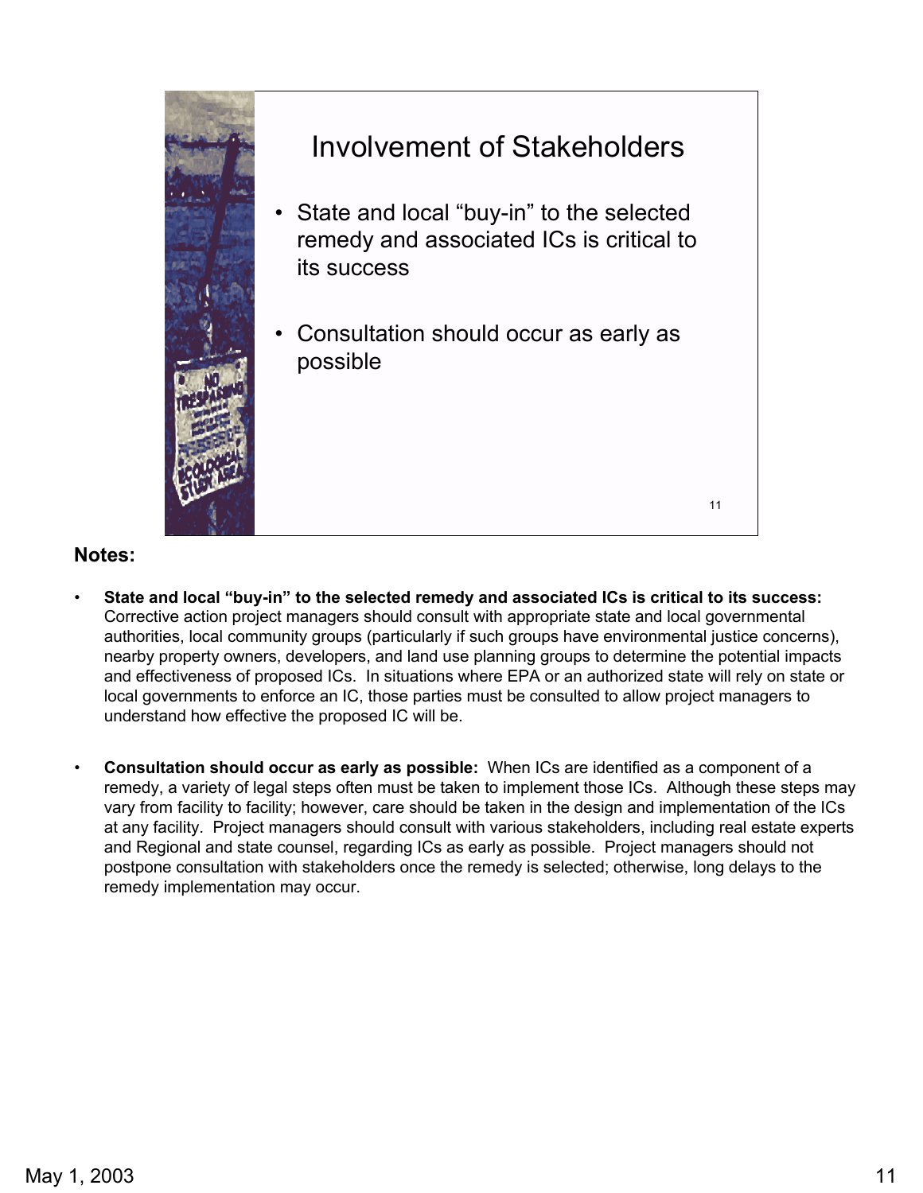## Involvement of Stakeholders

- State and local "buy-in" to the selected remedy and associated ICs is critical to its success
- Consultation should occur as early as possible

**Notes:**

- **State and local "buy-in" to the selected remedy and associated ICs is critical to its success:** Corrective action project managers should consult with appropriate state and local governmental authorities, local community groups (particularly if such groups have environmental justice concerns), nearby property owners, developers, and land use planning groups to determine the potential impacts and effectiveness of proposed ICs. In situations where EPA or an authorized state will rely on state or local governments to enforce an IC, those parties must be consulted to allow project managers to understand how effective the proposed IC will be.

- **Consultation should occur as early as possible:** When ICs are identified as a component of a remedy, a variety of legal steps often must be taken to implement those ICs. Although these steps may vary from facility to facility; however, care should be taken in the design and implementation of the ICs at any facility. Project managers should consult with various stakeholders, including real estate experts and Regional and state counsel, regarding ICs as early as possible. Project managers should not postpone consultation with stakeholders once the remedy is selected; otherwise, long delays to the remedy implementation may occur.

May 1, 2003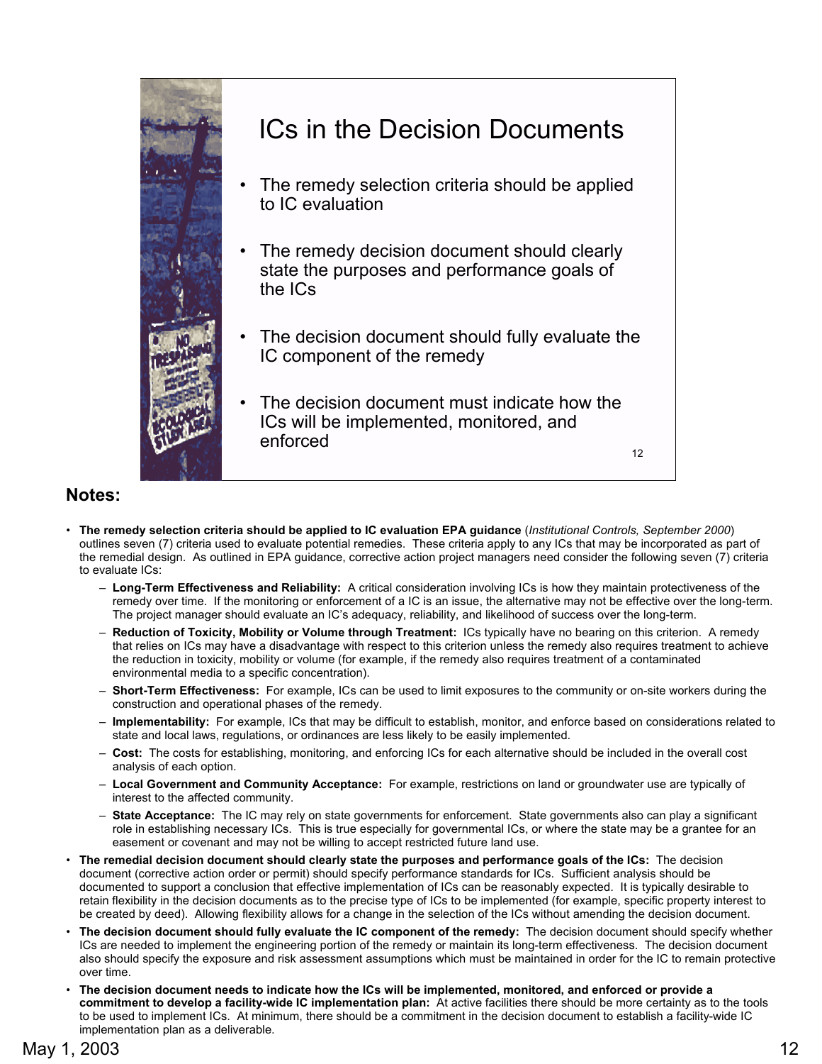## ICs in the Decision Documents

- The remedy selection criteria should be applied to IC evaluation
- The remedy decision document should clearly state the purposes and performance goals of the ICs
- The decision document should fully evaluate the IC component of the remedy
- The decision document must indicate how the ICs will be implemented, monitored, and enforced

**Notes:**

- **The remedy selection criteria should be applied to IC evaluation EPA guidance** (*Institutional Controls, September 2000*) outlines seven (7) criteria used to evaluate potential remedies. These criteria apply to any ICs that may be incorporated as part of the remedial design. As outlined in EPA guidance, corrective action project managers need consider the following seven (7) criteria to evaluate ICs:
  - **Long-Term Effectiveness and Reliability:** A critical consideration involving ICs is how they maintain protectiveness of the remedy over time. If the monitoring or enforcement of a IC is an issue, the alternative may not be effective over the long-term. The project manager should evaluate an IC's adequacy, reliability, and likelihood of success over the long-term.
  - **Reduction of Toxicity, Mobility or Volume through Treatment:** ICs typically have no bearing on this criterion. A remedy that relies on ICs may have a disadvantage with respect to this criterion unless the remedy also requires treatment to achieve the reduction in toxicity, mobility or volume (for example, if the remedy also requires treatment of a contaminated environmental media to a specific concentration).
  - **Short-Term Effectiveness:** For example, ICs can be used to limit exposures to the community or on-site workers during the construction and operational phases of the remedy.
  - **Implementability:** For example, ICs that may be difficult to establish, monitor, and enforce based on considerations related to state and local laws, regulations, or ordinances are less likely to be easily implemented.
  - **Cost:** The costs for establishing, monitoring, and enforcing ICs for each alternative should be included in the overall cost analysis of each option.
  - **Local Government and Community Acceptance:** For example, restrictions on land or groundwater use are typically of interest to the affected community.
  - **State Acceptance:** The IC may rely on state governments for enforcement. State governments also can play a significant role in establishing necessary ICs. This is true especially for governmental ICs, or where the state may be a grantee for an easement or covenant and may not be willing to accept restricted future land use.
- **The remedial decision document should clearly state the purposes and performance goals of the ICs:** The decision document (corrective action order or permit) should specify performance standards for ICs. Sufficient analysis should be documented to support a conclusion that effective implementation of ICs can be reasonably expected. It is typically desirable to retain flexibility in the decision documents as to the precise type of ICs to be implemented (for example, specific property interest to be created by deed). Allowing flexibility allows for a change in the selection of the ICs without amending the decision document.
- **The decision document should fully evaluate the IC component of the remedy:** The decision document should specify whether ICs are needed to implement the engineering portion of the remedy or maintain its long-term effectiveness. The decision document also should specify the exposure and risk assessment assumptions which must be maintained in order for the IC to remain protective over time.
- **The decision document needs to indicate how the ICs will be implemented, monitored, and enforced or provide a commitment to develop a facility-wide IC implementation plan:** At active facilities there should be more certainty as to the tools to be used to implement ICs. At minimum, there should be a commitment in the decision document to establish a facility-wide IC implementation plan as a deliverable.

May 1, 2003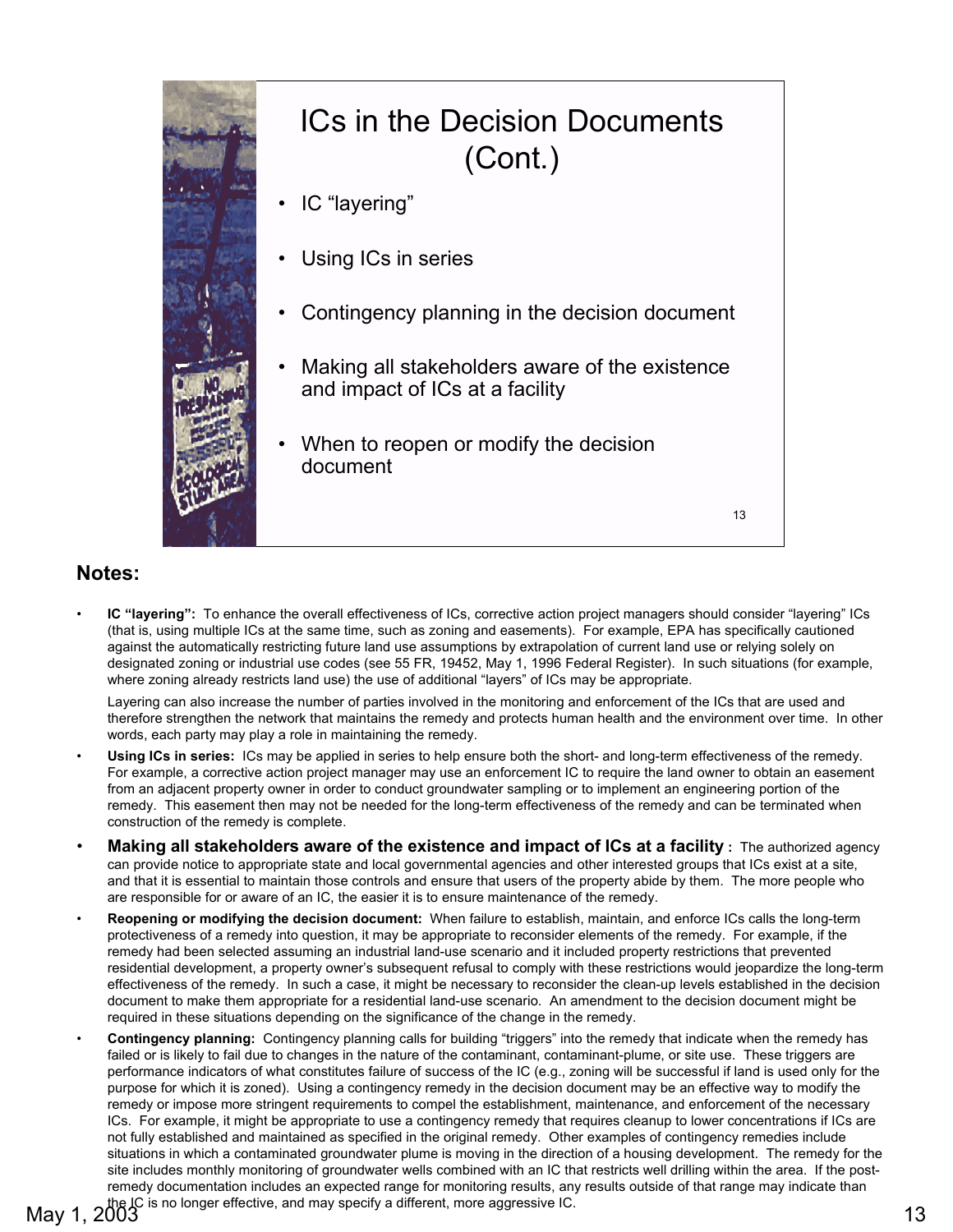# ICs in the Decision Documents (Cont.)

- IC "layering"
- Using ICs in series
- Contingency planning in the decision document
- Making all stakeholders aware of the existence and impact of ICs at a facility
- When to reopen or modify the decision document

**Notes:**

- **IC "layering":** To enhance the overall effectiveness of ICs, corrective action project managers should consider "layering" ICs (that is, using multiple ICs at the same time, such as zoning and easements). For example, EPA has specifically cautioned against the automatically restricting future land use assumptions by extrapolation of current land use or relying solely on designated zoning or industrial use codes (see 55 FR, 19452, May 1, 1996 Federal Register). In such situations (for example, where zoning already restricts land use) the use of additional "layers" of ICs may be appropriate.

  Layering can also increase the number of parties involved in the monitoring and enforcement of the ICs that are used and therefore strengthen the network that maintains the remedy and protects human health and the environment over time. In other words, each party may play a role in maintaining the remedy.
- **Using ICs in series:** ICs may be applied in series to help ensure both the short- and long-term effectiveness of the remedy. For example, a corrective action project manager may use an enforcement IC to require the land owner to obtain an easement from an adjacent property owner in order to conduct groundwater sampling or to implement an engineering portion of the remedy. This easement then may not be needed for the long-term effectiveness of the remedy and can be terminated when construction of the remedy is complete.
- **Making all stakeholders aware of the existence and impact of ICs at a facility :** The authorized agency can provide notice to appropriate state and local governmental agencies and other interested groups that ICs exist at a site, and that it is essential to maintain those controls and ensure that users of the property abide by them. The more people who are responsible for or aware of an IC, the easier it is to ensure maintenance of the remedy.
- **Reopening or modifying the decision document:** When failure to establish, maintain, and enforce ICs calls the long-term protectiveness of a remedy into question, it may be appropriate to reconsider elements of the remedy. For example, if the remedy had been selected assuming an industrial land-use scenario and it included property restrictions that prevented residential development, a property owner's subsequent refusal to comply with these restrictions would jeopardize the long-term effectiveness of the remedy. In such a case, it might be necessary to reconsider the clean-up levels established in the decision document to make them appropriate for a residential land-use scenario. An amendment to the decision document might be required in these situations depending on the significance of the change in the remedy.
- **Contingency planning:** Contingency planning calls for building "triggers" into the remedy that indicate when the remedy has failed or is likely to fail due to changes in the nature of the contaminant, contaminant-plume, or site use. These triggers are performance indicators of what constitutes failure of success of the IC (e.g., zoning will be successful if land is used only for the purpose for which it is zoned). Using a contingency remedy in the decision document may be an effective way to modify the remedy or impose more stringent requirements to compel the establishment, maintenance, and enforcement of the necessary ICs. For example, it might be appropriate to use a contingency remedy that requires cleanup to lower concentrations if ICs are not fully established and maintained as specified in the original remedy. Other examples of contingency remedies include situations in which a contaminated groundwater plume is moving in the direction of a housing development. The remedy for the site includes monthly monitoring of groundwater wells combined with an IC that restricts well drilling within the area. If the post-remedy documentation includes an expected range for monitoring results, any results outside of that range may indicate than the IC is no longer effective, and may specify a different, more aggressive IC.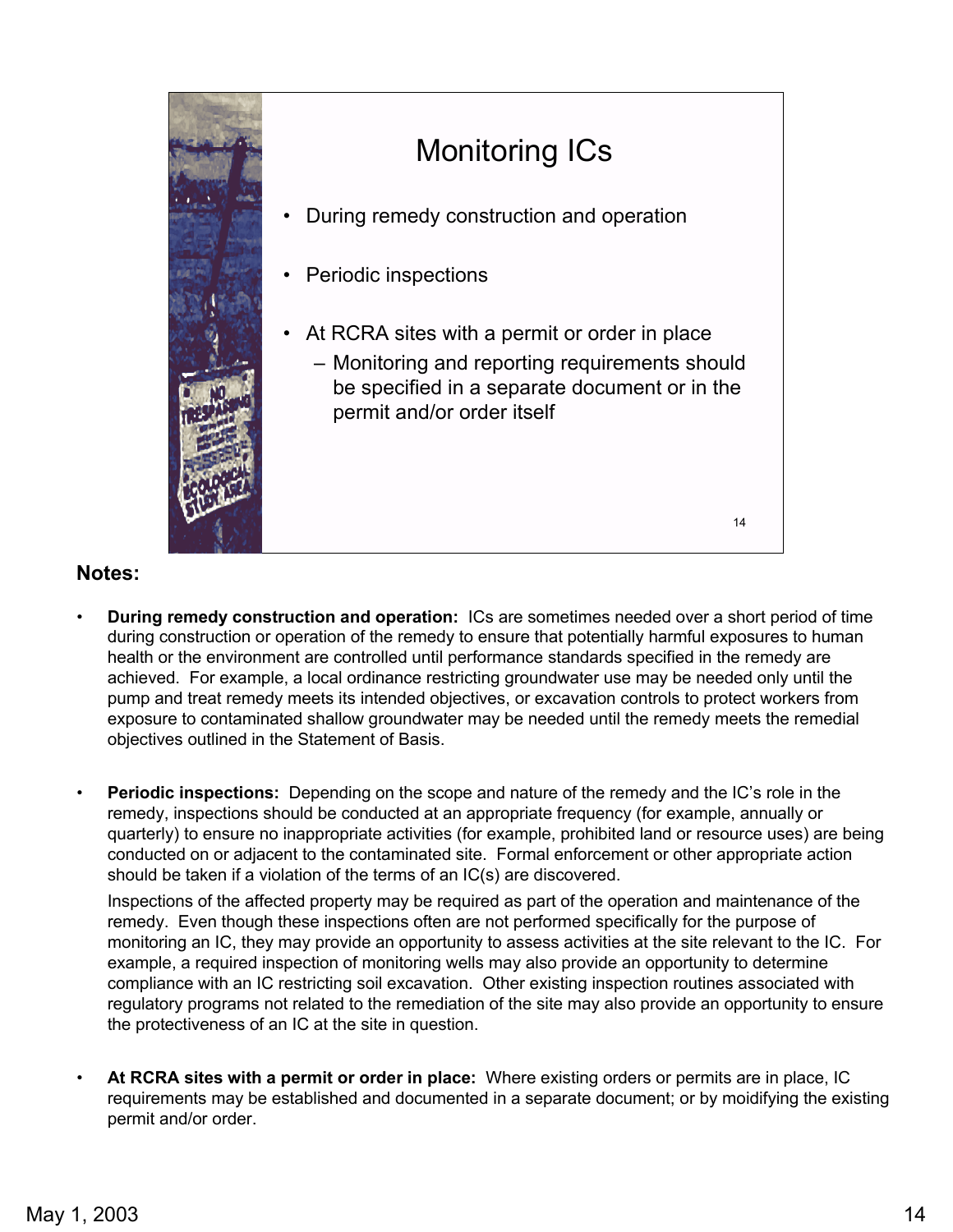## Monitoring ICs

- During remedy construction and operation
- Periodic inspections
- At RCRA sites with a permit or order in place
  - Monitoring and reporting requirements should be specified in a separate document or in the permit and/or order itself

**Notes:**

- **During remedy construction and operation:** ICs are sometimes needed over a short period of time during construction or operation of the remedy to ensure that potentially harmful exposures to human health or the environment are controlled until performance standards specified in the remedy are achieved. For example, a local ordinance restricting groundwater use may be needed only until the pump and treat remedy meets its intended objectives, or excavation controls to protect workers from exposure to contaminated shallow groundwater may be needed until the remedy meets the remedial objectives outlined in the Statement of Basis.

- **Periodic inspections:** Depending on the scope and nature of the remedy and the IC's role in the remedy, inspections should be conducted at an appropriate frequency (for example, annually or quarterly) to ensure no inappropriate activities (for example, prohibited land or resource uses) are being conducted on or adjacent to the contaminated site. Formal enforcement or other appropriate action should be taken if a violation of the terms of an IC(s) are discovered.

  Inspections of the affected property may be required as part of the operation and maintenance of the remedy. Even though these inspections often are not performed specifically for the purpose of monitoring an IC, they may provide an opportunity to assess activities at the site relevant to the IC. For example, a required inspection of monitoring wells may also provide an opportunity to determine compliance with an IC restricting soil excavation. Other existing inspection routines associated with regulatory programs not related to the remediation of the site may also provide an opportunity to ensure the protectiveness of an IC at the site in question.

- **At RCRA sites with a permit or order in place:** Where existing orders or permits are in place, IC requirements may be established and documented in a separate document; or by moidifying the existing permit and/or order.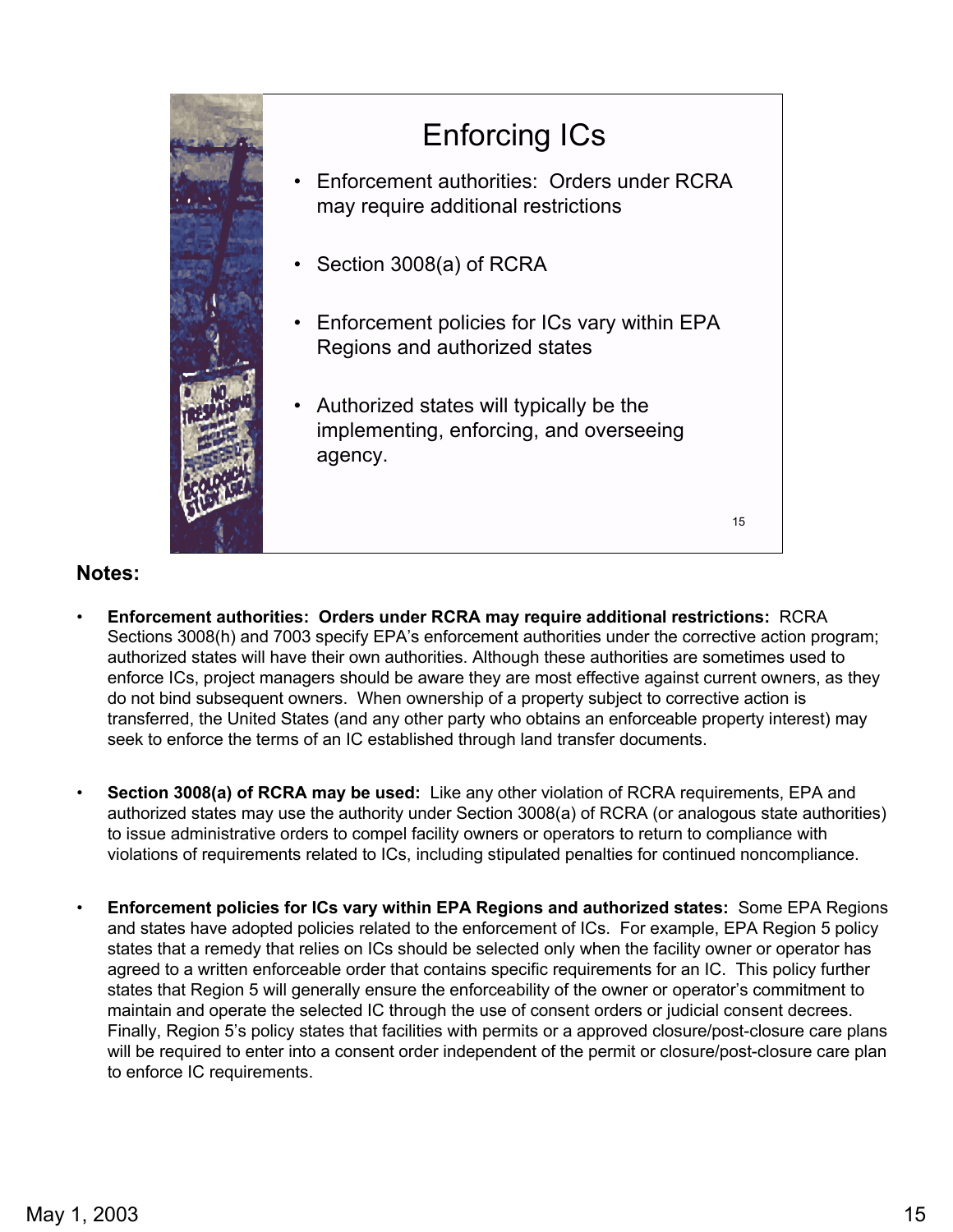## Enforcing ICs

- Enforcement authorities: Orders under RCRA may require additional restrictions
- Section 3008(a) of RCRA
- Enforcement policies for ICs vary within EPA Regions and authorized states
- Authorized states will typically be the implementing, enforcing, and overseeing agency.

**Notes:**

- **Enforcement authorities: Orders under RCRA may require additional restrictions:** RCRA Sections 3008(h) and 7003 specify EPA's enforcement authorities under the corrective action program; authorized states will have their own authorities. Although these authorities are sometimes used to enforce ICs, project managers should be aware they are most effective against current owners, as they do not bind subsequent owners. When ownership of a property subject to corrective action is transferred, the United States (and any other party who obtains an enforceable property interest) may seek to enforce the terms of an IC established through land transfer documents.

- **Section 3008(a) of RCRA may be used:** Like any other violation of RCRA requirements, EPA and authorized states may use the authority under Section 3008(a) of RCRA (or analogous state authorities) to issue administrative orders to compel facility owners or operators to return to compliance with violations of requirements related to ICs, including stipulated penalties for continued noncompliance.

- **Enforcement policies for ICs vary within EPA Regions and authorized states:** Some EPA Regions and states have adopted policies related to the enforcement of ICs. For example, EPA Region 5 policy states that a remedy that relies on ICs should be selected only when the facility owner or operator has agreed to a written enforceable order that contains specific requirements for an IC. This policy further states that Region 5 will generally ensure the enforceability of the owner or operator's commitment to maintain and operate the selected IC through the use of consent orders or judicial consent decrees. Finally, Region 5's policy states that facilities with permits or a approved closure/post-closure care plans will be required to enter into a consent order independent of the permit or closure/post-closure care plan to enforce IC requirements.

May 1, 2003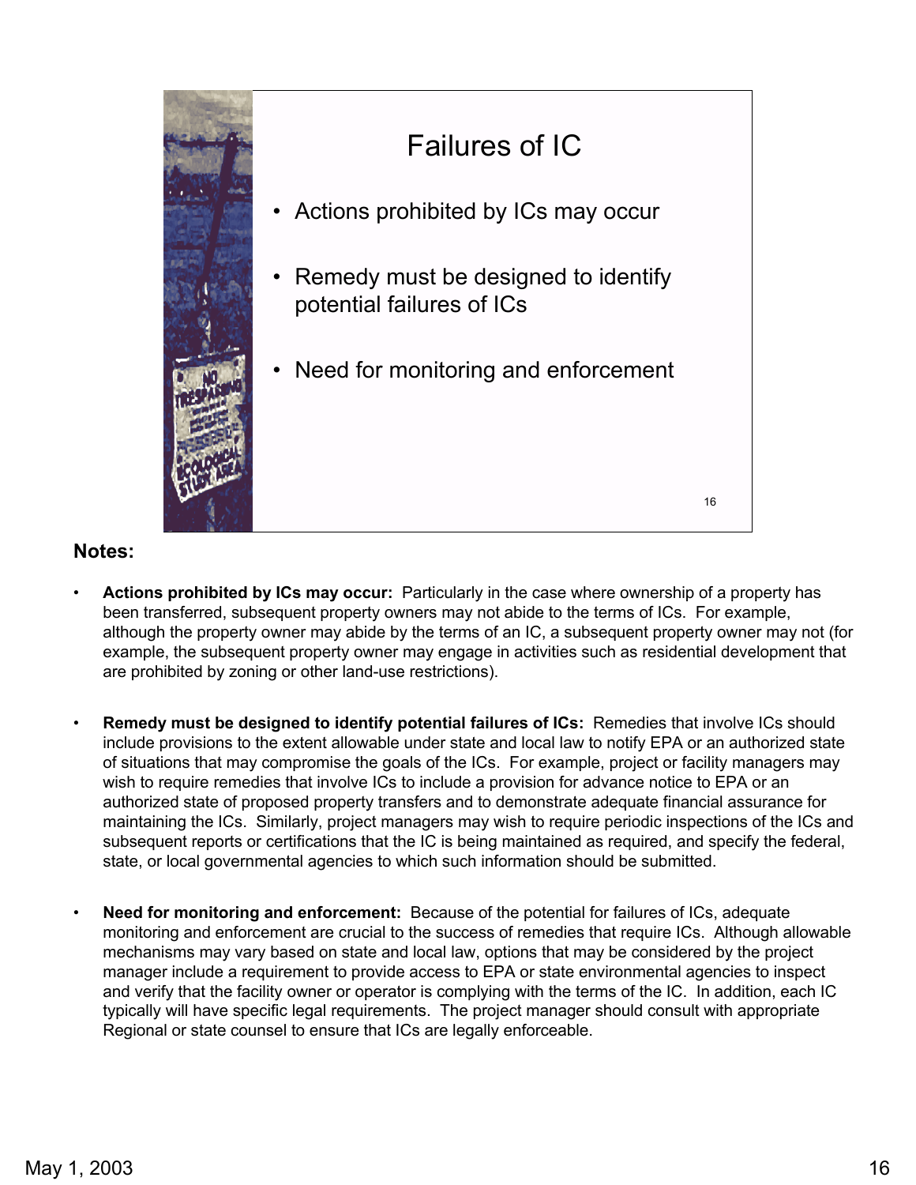## Failures of IC

- Actions prohibited by ICs may occur
- Remedy must be designed to identify potential failures of ICs
- Need for monitoring and enforcement

**Notes:**

- **Actions prohibited by ICs may occur:** Particularly in the case where ownership of a property has been transferred, subsequent property owners may not abide to the terms of ICs. For example, although the property owner may abide by the terms of an IC, a subsequent property owner may not (for example, the subsequent property owner may engage in activities such as residential development that are prohibited by zoning or other land-use restrictions).

- **Remedy must be designed to identify potential failures of ICs:** Remedies that involve ICs should include provisions to the extent allowable under state and local law to notify EPA or an authorized state of situations that may compromise the goals of the ICs. For example, project or facility managers may wish to require remedies that involve ICs to include a provision for advance notice to EPA or an authorized state of proposed property transfers and to demonstrate adequate financial assurance for maintaining the ICs. Similarly, project managers may wish to require periodic inspections of the ICs and subsequent reports or certifications that the IC is being maintained as required, and specify the federal, state, or local governmental agencies to which such information should be submitted.

- **Need for monitoring and enforcement:** Because of the potential for failures of ICs, adequate monitoring and enforcement are crucial to the success of remedies that require ICs. Although allowable mechanisms may vary based on state and local law, options that may be considered by the project manager include a requirement to provide access to EPA or state environmental agencies to inspect and verify that the facility owner or operator is complying with the terms of the IC. In addition, each IC typically will have specific legal requirements. The project manager should consult with appropriate Regional or state counsel to ensure that ICs are legally enforceable.

May 1, 2003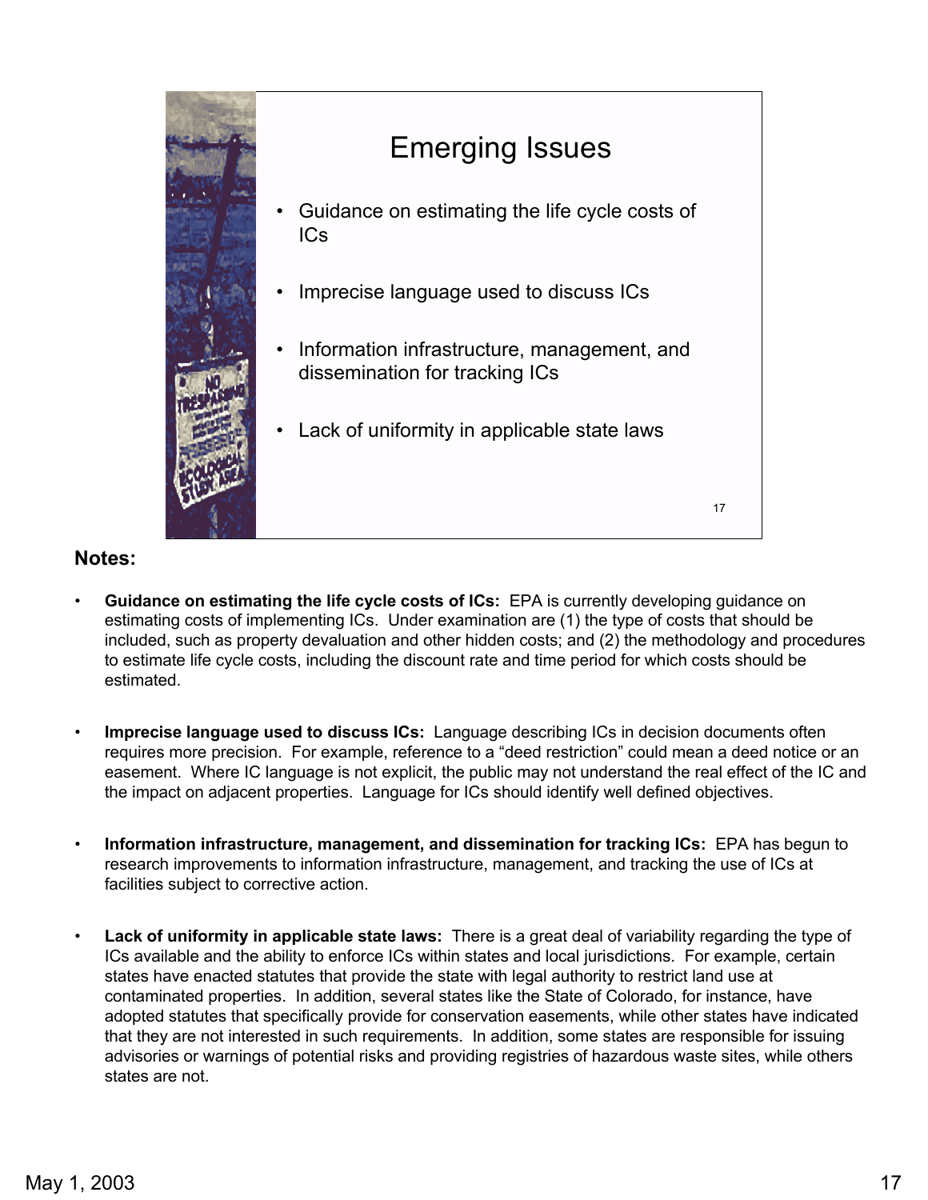## Emerging Issues

- Guidance on estimating the life cycle costs of ICs
- Imprecise language used to discuss ICs
- Information infrastructure, management, and dissemination for tracking ICs
- Lack of uniformity in applicable state laws

**Notes:**

- **Guidance on estimating the life cycle costs of ICs:** EPA is currently developing guidance on estimating costs of implementing ICs. Under examination are (1) the type of costs that should be included, such as property devaluation and other hidden costs; and (2) the methodology and procedures to estimate life cycle costs, including the discount rate and time period for which costs should be estimated.

- **Imprecise language used to discuss ICs:** Language describing ICs in decision documents often requires more precision. For example, reference to a "deed restriction" could mean a deed notice or an easement. Where IC language is not explicit, the public may not understand the real effect of the IC and the impact on adjacent properties. Language for ICs should identify well defined objectives.

- **Information infrastructure, management, and dissemination for tracking ICs:** EPA has begun to research improvements to information infrastructure, management, and tracking the use of ICs at facilities subject to corrective action.

- **Lack of uniformity in applicable state laws:** There is a great deal of variability regarding the type of ICs available and the ability to enforce ICs within states and local jurisdictions. For example, certain states have enacted statutes that provide the state with legal authority to restrict land use at contaminated properties. In addition, several states like the State of Colorado, for instance, have adopted statutes that specifically provide for conservation easements, while other states have indicated that they are not interested in such requirements. In addition, some states are responsible for issuing advisories or warnings of potential risks and providing registries of hazardous waste sites, while others states are not.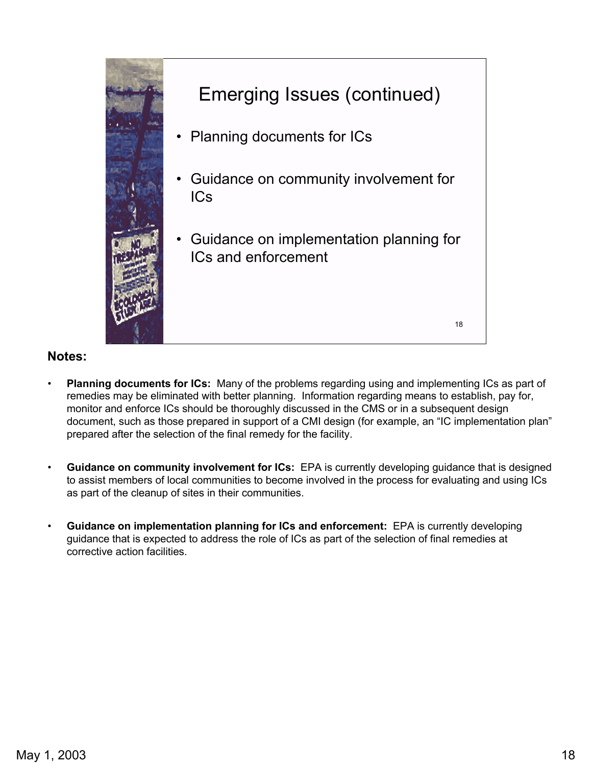## Emerging Issues (continued)

- Planning documents for ICs
- Guidance on community involvement for ICs
- Guidance on implementation planning for ICs and enforcement

**Notes:**

- **Planning documents for ICs:** Many of the problems regarding using and implementing ICs as part of remedies may be eliminated with better planning. Information regarding means to establish, pay for, monitor and enforce ICs should be thoroughly discussed in the CMS or in a subsequent design document, such as those prepared in support of a CMI design (for example, an "IC implementation plan" prepared after the selection of the final remedy for the facility.

- **Guidance on community involvement for ICs:** EPA is currently developing guidance that is designed to assist members of local communities to become involved in the process for evaluating and using ICs as part of the cleanup of sites in their communities.

- **Guidance on implementation planning for ICs and enforcement:** EPA is currently developing guidance that is expected to address the role of ICs as part of the selection of final remedies at corrective action facilities.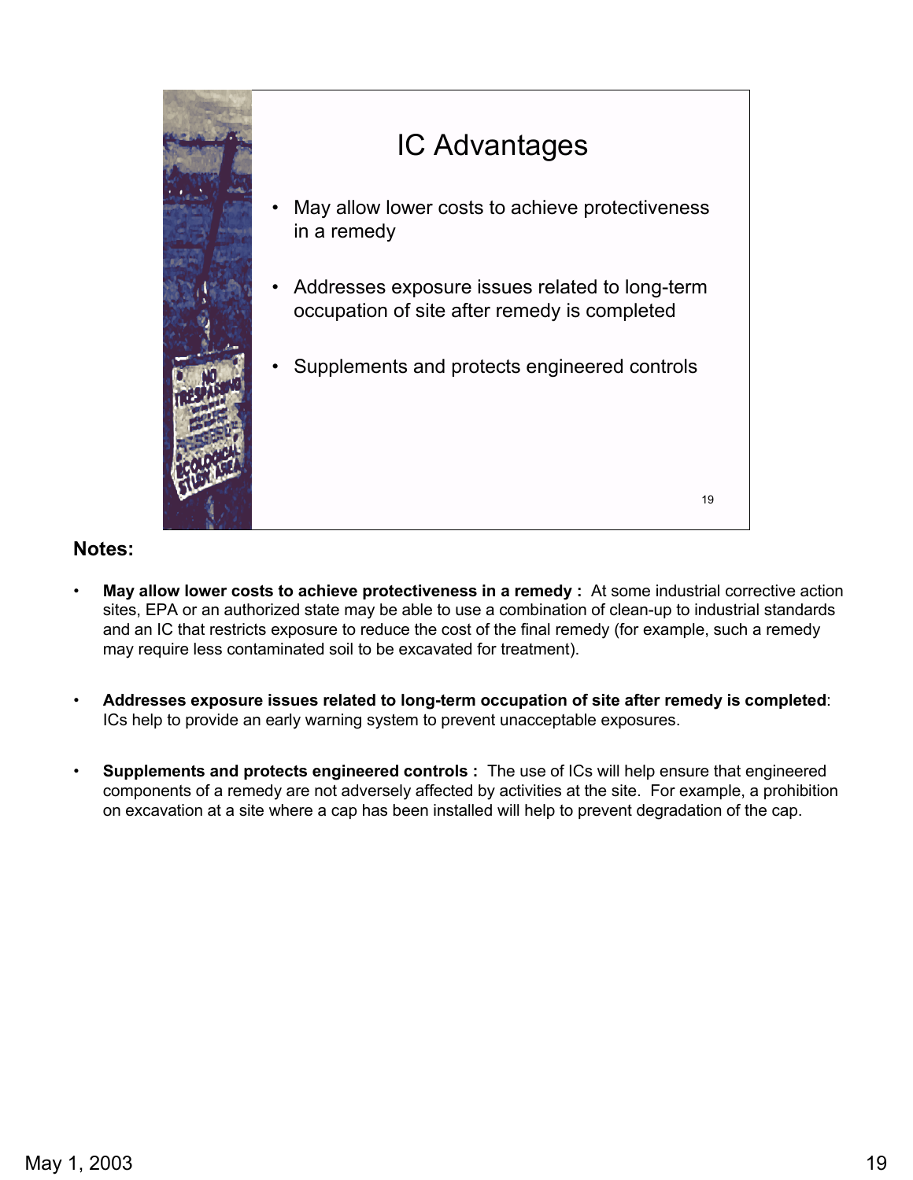## IC Advantages

- May allow lower costs to achieve protectiveness in a remedy
- Addresses exposure issues related to long-term occupation of site after remedy is completed
- Supplements and protects engineered controls

**Notes:**

- **May allow lower costs to achieve protectiveness in a remedy :** At some industrial corrective action sites, EPA or an authorized state may be able to use a combination of clean-up to industrial standards and an IC that restricts exposure to reduce the cost of the final remedy (for example, such a remedy may require less contaminated soil to be excavated for treatment).
- **Addresses exposure issues related to long-term occupation of site after remedy is completed**: ICs help to provide an early warning system to prevent unacceptable exposures.
- **Supplements and protects engineered controls :** The use of ICs will help ensure that engineered components of a remedy are not adversely affected by activities at the site. For example, a prohibition on excavation at a site where a cap has been installed will help to prevent degradation of the cap.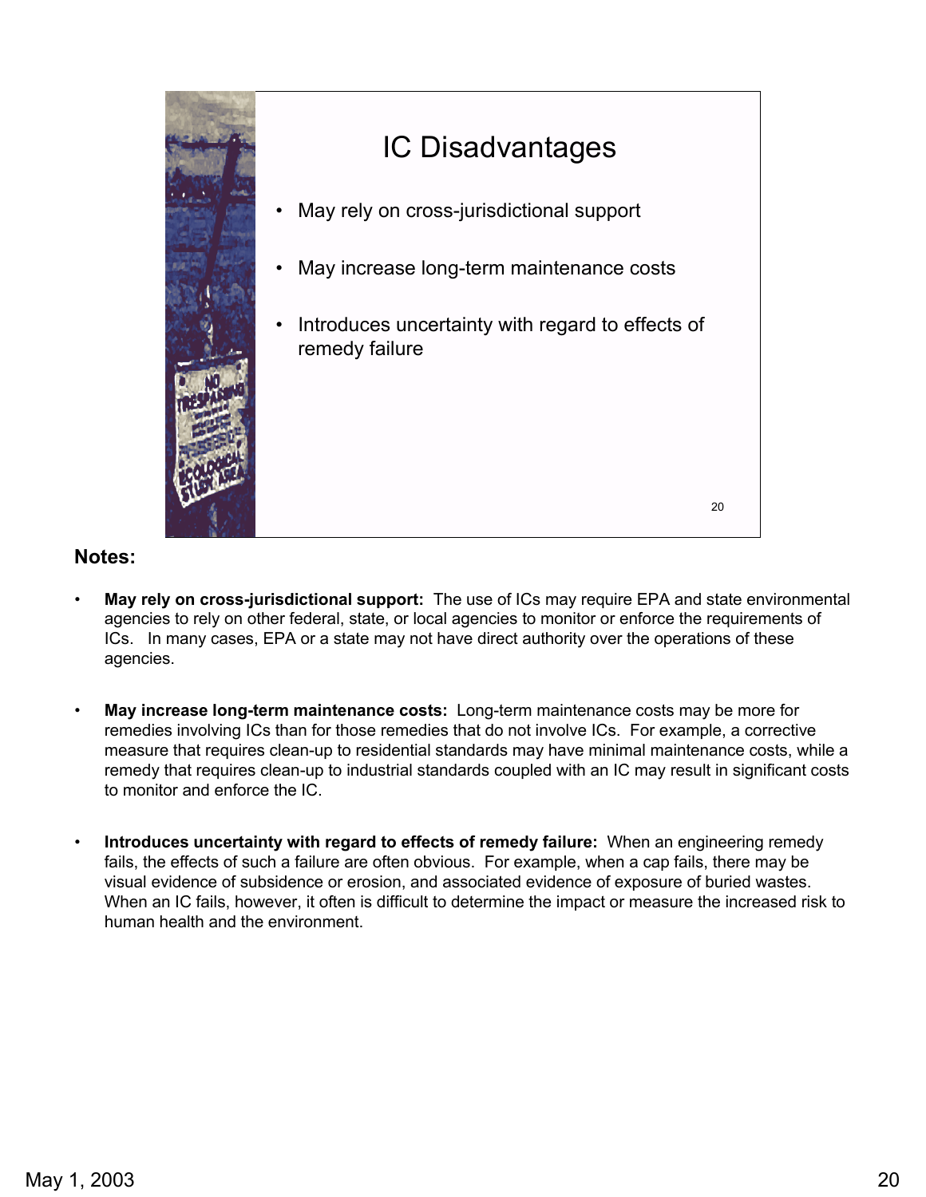# IC Disadvantages

- May rely on cross-jurisdictional support
- May increase long-term maintenance costs
- Introduces uncertainty with regard to effects of remedy failure

**Notes:**

- **May rely on cross-jurisdictional support:** The use of ICs may require EPA and state environmental agencies to rely on other federal, state, or local agencies to monitor or enforce the requirements of ICs. In many cases, EPA or a state may not have direct authority over the operations of these agencies.

- **May increase long-term maintenance costs:** Long-term maintenance costs may be more for remedies involving ICs than for those remedies that do not involve ICs. For example, a corrective measure that requires clean-up to residential standards may have minimal maintenance costs, while a remedy that requires clean-up to industrial standards coupled with an IC may result in significant costs to monitor and enforce the IC.

- **Introduces uncertainty with regard to effects of remedy failure:** When an engineering remedy fails, the effects of such a failure are often obvious. For example, when a cap fails, there may be visual evidence of subsidence or erosion, and associated evidence of exposure of buried wastes. When an IC fails, however, it often is difficult to determine the impact or measure the increased risk to human health and the environment.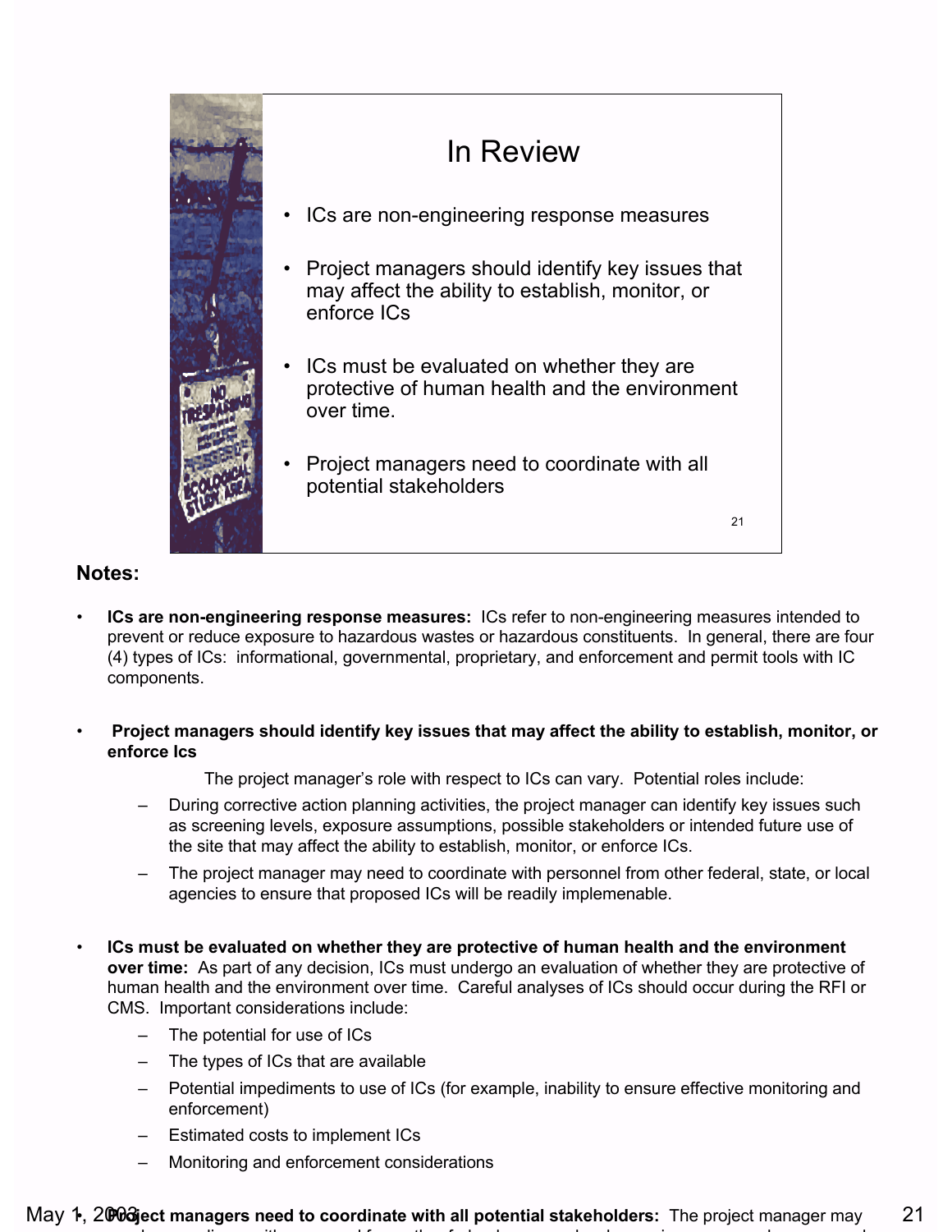# In Review

- ICs are non-engineering response measures
- Project managers should identify key issues that may affect the ability to establish, monitor, or enforce ICs
- ICs must be evaluated on whether they are protective of human health and the environment over time.
- Project managers need to coordinate with all potential stakeholders

**Notes:**

- **ICs are non-engineering response measures:** ICs refer to non-engineering measures intended to prevent or reduce exposure to hazardous wastes or hazardous constituents. In general, there are four (4) types of ICs: informational, governmental, proprietary, and enforcement and permit tools with IC components.

- **Project managers should identify key issues that may affect the ability to establish, monitor, or enforce Ics**

  The project manager's role with respect to ICs can vary. Potential roles include:
  - During corrective action planning activities, the project manager can identify key issues such as screening levels, exposure assumptions, possible stakeholders or intended future use of the site that may affect the ability to establish, monitor, or enforce ICs.
  - The project manager may need to coordinate with personnel from other federal, state, or local agencies to ensure that proposed ICs will be readily implemenable.

- **ICs must be evaluated on whether they are protective of human health and the environment over time:** As part of any decision, ICs must undergo an evaluation of whether they are protective of human health and the environment over time. Careful analyses of ICs should occur during the RFI or CMS. Important considerations include:
  - The potential for use of ICs
  - The types of ICs that are available
  - Potential impediments to use of ICs (for example, inability to ensure effective monitoring and enforcement)
  - Estimated costs to implement ICs
  - Monitoring and enforcement considerations

- **Project managers need to coordinate with all potential stakeholders:** The project manager may